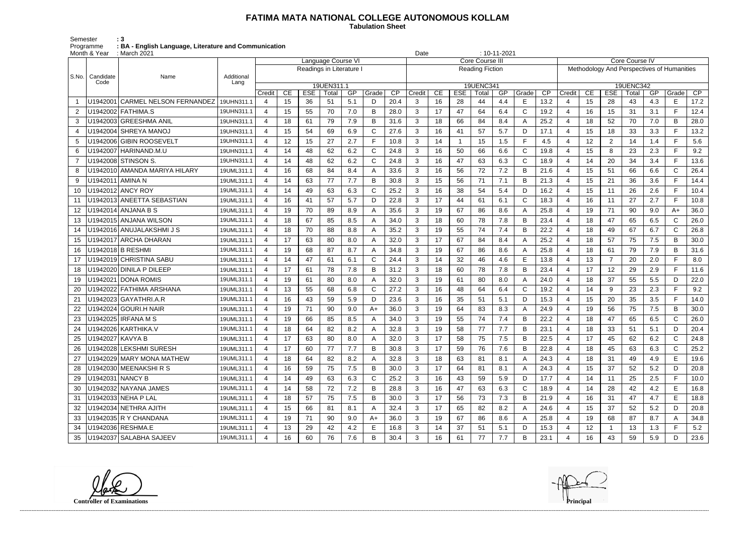# FATIMA MATA NATIONAL COLLEGE AUTONOMOUS KOLLAM

**Tabulation Sheet**

Semester : 3
Programme : BA - English Language, Literature and Communication
Month & Year : March 2021 Date : 10-11-2021

| S.No. | Candidate Code | Name | Additional Lang | Language Course VI | | | | | | | Core Course III | | | | | | | Core Course IV | | | | | | |
|---|---|---|---|---|---|---|---|---|---|---|---|---|---|---|---|---|---|---|---|---|---|---|---|---|
| | | | | Readings in Literature I | | | | | | | Reading Fiction | | | | | | | Methodology And Perspectives of Humanities | | | | | | |
| | | | | 19UEN311.1 | | | | | | | 19UENC341 | | | | | | | 19UENC342 | | | | | | |
| | | | | Credit | CE | ESE | Total | GP | Grade | CP | Credit | CE | ESE | Total | GP | Grade | CP | Credit | CE | ESE | Total | GP | Grade | CP |
| 1 | U1942001 | CARMEL NELSON FERNANDEZ | 19UHN311.1 | 4 | 15 | 36 | 51 | 5.1 | D | 20.4 | 3 | 16 | 28 | 44 | 4.4 | E | 13.2 | 4 | 15 | 28 | 43 | 4.3 | E | 17.2 |
| 2 | U1942002 | FATHIMA.S | 19UHN311.1 | 4 | 15 | 55 | 70 | 7.0 | B | 28.0 | 3 | 17 | 47 | 64 | 6.4 | C | 19.2 | 4 | 16 | 15 | 31 | 3.1 | F | 12.4 |
| 3 | U1942003 | GREESHMA ANIL | 19UHN311.1 | 4 | 18 | 61 | 79 | 7.9 | B | 31.6 | 3 | 18 | 66 | 84 | 8.4 | A | 25.2 | 4 | 18 | 52 | 70 | 7.0 | B | 28.0 |
| 4 | U1942004 | SHREYA MANOJ | 19UHN311.1 | 4 | 15 | 54 | 69 | 6.9 | C | 27.6 | 3 | 16 | 41 | 57 | 5.7 | D | 17.1 | 4 | 15 | 18 | 33 | 3.3 | F | 13.2 |
| 5 | U1942006 | GIBIN ROOSEVELT | 19UHN311.1 | 4 | 12 | 15 | 27 | 2.7 | F | 10.8 | 3 | 14 | 1 | 15 | 1.5 | F | 4.5 | 4 | 12 | 2 | 14 | 1.4 | F | 5.6 |
| 6 | U1942007 | HARINAND.M.U | 19UHN311.1 | 4 | 14 | 48 | 62 | 6.2 | C | 24.8 | 3 | 16 | 50 | 66 | 6.6 | C | 19.8 | 4 | 15 | 8 | 23 | 2.3 | F | 9.2 |
| 7 | U1942008 | STINSON S. | 19UHN311.1 | 4 | 14 | 48 | 62 | 6.2 | C | 24.8 | 3 | 16 | 47 | 63 | 6.3 | C | 18.9 | 4 | 14 | 20 | 34 | 3.4 | F | 13.6 |
| 8 | U1942010 | AMANDA MARIYA HILARY | 19UML311.1 | 4 | 16 | 68 | 84 | 8.4 | A | 33.6 | 3 | 16 | 56 | 72 | 7.2 | B | 21.6 | 4 | 15 | 51 | 66 | 6.6 | C | 26.4 |
| 9 | U1942011 | AMINA N | 19UML311.1 | 4 | 14 | 63 | 77 | 7.7 | B | 30.8 | 3 | 15 | 56 | 71 | 7.1 | B | 21.3 | 4 | 15 | 21 | 36 | 3.6 | F | 14.4 |
| 10 | U1942012 | ANCY ROY | 19UML311.1 | 4 | 14 | 49 | 63 | 6.3 | C | 25.2 | 3 | 16 | 38 | 54 | 5.4 | D | 16.2 | 4 | 15 | 11 | 26 | 2.6 | F | 10.4 |
| 11 | U1942013 | ANEETTA SEBASTIAN | 19UML311.1 | 4 | 16 | 41 | 57 | 5.7 | D | 22.8 | 3 | 17 | 44 | 61 | 6.1 | C | 18.3 | 4 | 16 | 11 | 27 | 2.7 | F | 10.8 |
| 12 | U1942014 | ANJANA B S | 19UML311.1 | 4 | 19 | 70 | 89 | 8.9 | A | 35.6 | 3 | 19 | 67 | 86 | 8.6 | A | 25.8 | 4 | 19 | 71 | 90 | 9.0 | A+ | 36.0 |
| 13 | U1942015 | ANJANA WILSON | 19UML311.1 | 4 | 18 | 67 | 85 | 8.5 | A | 34.0 | 3 | 18 | 60 | 78 | 7.8 | B | 23.4 | 4 | 18 | 47 | 65 | 6.5 | C | 26.0 |
| 14 | U1942016 | ANUJALAKSHMI J S | 19UML311.1 | 4 | 18 | 70 | 88 | 8.8 | A | 35.2 | 3 | 19 | 55 | 74 | 7.4 | B | 22.2 | 4 | 18 | 49 | 67 | 6.7 | C | 26.8 |
| 15 | U1942017 | ARCHA DHARAN | 19UML311.1 | 4 | 17 | 63 | 80 | 8.0 | A | 32.0 | 3 | 17 | 67 | 84 | 8.4 | A | 25.2 | 4 | 18 | 57 | 75 | 7.5 | B | 30.0 |
| 16 | U1942018 | B RESHMI | 19UML311.1 | 4 | 19 | 68 | 87 | 8.7 | A | 34.8 | 3 | 19 | 67 | 86 | 8.6 | A | 25.8 | 4 | 18 | 61 | 79 | 7.9 | B | 31.6 |
| 17 | U1942019 | CHRISTINA SABU | 19UML311.1 | 4 | 14 | 47 | 61 | 6.1 | C | 24.4 | 3 | 14 | 32 | 46 | 4.6 | E | 13.8 | 4 | 13 | 7 | 20 | 2.0 | F | 8.0 |
| 18 | U1942020 | DINILA P DILEEP | 19UML311.1 | 4 | 17 | 61 | 78 | 7.8 | B | 31.2 | 3 | 18 | 60 | 78 | 7.8 | B | 23.4 | 4 | 17 | 12 | 29 | 2.9 | F | 11.6 |
| 19 | U1942021 | DONA ROMIS | 19UML311.1 | 4 | 19 | 61 | 80 | 8.0 | A | 32.0 | 3 | 19 | 61 | 80 | 8.0 | A | 24.0 | 4 | 18 | 37 | 55 | 5.5 | D | 22.0 |
| 20 | U1942022 | FATHIMA ARSHANA | 19UML311.1 | 4 | 13 | 55 | 68 | 6.8 | C | 27.2 | 3 | 16 | 48 | 64 | 6.4 | C | 19.2 | 4 | 14 | 9 | 23 | 2.3 | F | 9.2 |
| 21 | U1942023 | GAYATHRI.A.R | 19UML311.1 | 4 | 16 | 43 | 59 | 5.9 | D | 23.6 | 3 | 16 | 35 | 51 | 5.1 | D | 15.3 | 4 | 15 | 20 | 35 | 3.5 | F | 14.0 |
| 22 | U1942024 | GOURI.H NAIR | 19UML311.1 | 4 | 19 | 71 | 90 | 9.0 | A+ | 36.0 | 3 | 19 | 64 | 83 | 8.3 | A | 24.9 | 4 | 19 | 56 | 75 | 7.5 | B | 30.0 |
| 23 | U1942025 | IRFANA M S | 19UML311.1 | 4 | 19 | 66 | 85 | 8.5 | A | 34.0 | 3 | 19 | 55 | 74 | 7.4 | B | 22.2 | 4 | 18 | 47 | 65 | 6.5 | C | 26.0 |
| 24 | U1942026 | KARTHIKA.V | 19UML311.1 | 4 | 18 | 64 | 82 | 8.2 | A | 32.8 | 3 | 19 | 58 | 77 | 7.7 | B | 23.1 | 4 | 18 | 33 | 51 | 5.1 | D | 20.4 |
| 25 | U1942027 | KAVYA B | 19UML311.1 | 4 | 17 | 63 | 80 | 8.0 | A | 32.0 | 3 | 17 | 58 | 75 | 7.5 | B | 22.5 | 4 | 17 | 45 | 62 | 6.2 | C | 24.8 |
| 26 | U1942028 | LEKSHMI SURESH | 19UML311.1 | 4 | 17 | 60 | 77 | 7.7 | B | 30.8 | 3 | 17 | 59 | 76 | 7.6 | B | 22.8 | 4 | 18 | 45 | 63 | 6.3 | C | 25.2 |
| 27 | U1942029 | MARY MONA MATHEW | 19UML311.1 | 4 | 18 | 64 | 82 | 8.2 | A | 32.8 | 3 | 18 | 63 | 81 | 8.1 | A | 24.3 | 4 | 18 | 31 | 49 | 4.9 | E | 19.6 |
| 28 | U1942030 | MEENAKSHI R S | 19UML311.1 | 4 | 16 | 59 | 75 | 7.5 | B | 30.0 | 3 | 17 | 64 | 81 | 8.1 | A | 24.3 | 4 | 15 | 37 | 52 | 5.2 | D | 20.8 |
| 29 | U1942031 | NANCY B | 19UML311.1 | 4 | 14 | 49 | 63 | 6.3 | C | 25.2 | 3 | 16 | 43 | 59 | 5.9 | D | 17.7 | 4 | 14 | 11 | 25 | 2.5 | F | 10.0 |
| 30 | U1942032 | NAYANA JAMES | 19UML311.1 | 4 | 14 | 58 | 72 | 7.2 | B | 28.8 | 3 | 16 | 47 | 63 | 6.3 | C | 18.9 | 4 | 14 | 28 | 42 | 4.2 | E | 16.8 |
| 31 | U1942033 | NEHA P LAL | 19UML311.1 | 4 | 18 | 57 | 75 | 7.5 | B | 30.0 | 3 | 17 | 56 | 73 | 7.3 | B | 21.9 | 4 | 16 | 31 | 47 | 4.7 | E | 18.8 |
| 32 | U1942034 | NETHRA AJITH | 19UML311.1 | 4 | 15 | 66 | 81 | 8.1 | A | 32.4 | 3 | 17 | 65 | 82 | 8.2 | A | 24.6 | 4 | 15 | 37 | 52 | 5.2 | D | 20.8 |
| 33 | U1942035 | R Y CHANDANA | 19UML311.1 | 4 | 19 | 71 | 90 | 9.0 | A+ | 36.0 | 3 | 19 | 67 | 86 | 8.6 | A | 25.8 | 4 | 19 | 68 | 87 | 8.7 | A | 34.8 |
| 34 | U1942036 | RESHMA.E | 19UML311.1 | 4 | 13 | 29 | 42 | 4.2 | E | 16.8 | 3 | 14 | 37 | 51 | 5.1 | D | 15.3 | 4 | 12 | 1 | 13 | 1.3 | F | 5.2 |
| 35 | U1942037 | SALABHA SAJEEV | 19UML311.1 | 4 | 16 | 60 | 76 | 7.6 | B | 30.4 | 3 | 16 | 61 | 77 | 7.7 | B | 23.1 | 4 | 16 | 43 | 59 | 5.9 | D | 23.6 |

Controller of Examinations                                                                 Principal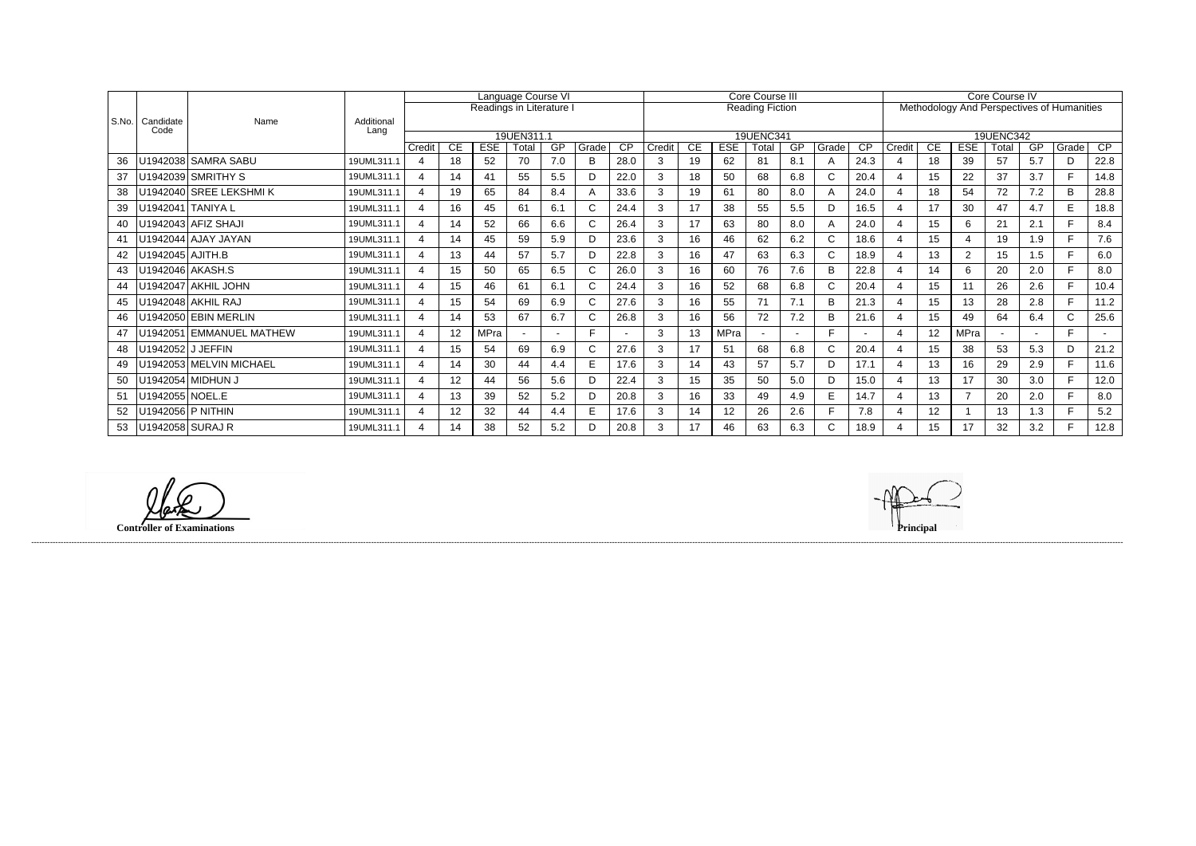| S.No. | Candidate Code | Name | Additional Lang | Language Course VI | | | | | | | Core Course III | | | | | | | Core Course IV | | | | | | |
|---|---|---|---|---|---|---|---|---|---|---|---|---|---|---|---|---|---|---|---|---|---|---|---|---|
| | | | | Readings in Literature I | | | | | | | Reading Fiction | | | | | | | Methodology And Perspectives of Humanities | | | | | | |
| | | | | 19UEN311.1 | | | | | | | 19UENC341 | | | | | | | 19UENC342 | | | | | | |
| | | | | Credit | CE | ESE | Total | GP | Grade | CP | Credit | CE | ESE | Total | GP | Grade | CP | Credit | CE | ESE | Total | GP | Grade | CP |
| 36 | U1942038 | SAMRA SABU | 19UML311.1 | 4 | 18 | 52 | 70 | 7.0 | B | 28.0 | 3 | 19 | 62 | 81 | 8.1 | A | 24.3 | 4 | 18 | 39 | 57 | 5.7 | D | 22.8 |
| 37 | U1942039 | SMRITHY S | 19UML311.1 | 4 | 14 | 41 | 55 | 5.5 | D | 22.0 | 3 | 18 | 50 | 68 | 6.8 | C | 20.4 | 4 | 15 | 22 | 37 | 3.7 | F | 14.8 |
| 38 | U1942040 | SREE LEKSHMI K | 19UML311.1 | 4 | 19 | 65 | 84 | 8.4 | A | 33.6 | 3 | 19 | 61 | 80 | 8.0 | A | 24.0 | 4 | 18 | 54 | 72 | 7.2 | B | 28.8 |
| 39 | U1942041 | TANIYA L | 19UML311.1 | 4 | 16 | 45 | 61 | 6.1 | C | 24.4 | 3 | 17 | 38 | 55 | 5.5 | D | 16.5 | 4 | 17 | 30 | 47 | 4.7 | E | 18.8 |
| 40 | U1942043 | AFIZ SHAJI | 19UML311.1 | 4 | 14 | 52 | 66 | 6.6 | C | 26.4 | 3 | 17 | 63 | 80 | 8.0 | A | 24.0 | 4 | 15 | 6 | 21 | 2.1 | F | 8.4 |
| 41 | U1942044 | AJAY JAYAN | 19UML311.1 | 4 | 14 | 45 | 59 | 5.9 | D | 23.6 | 3 | 16 | 46 | 62 | 6.2 | C | 18.6 | 4 | 15 | 4 | 19 | 1.9 | F | 7.6 |
| 42 | U1942045 | AJITH.B | 19UML311.1 | 4 | 13 | 44 | 57 | 5.7 | D | 22.8 | 3 | 16 | 47 | 63 | 6.3 | C | 18.9 | 4 | 13 | 2 | 15 | 1.5 | F | 6.0 |
| 43 | U1942046 | AKASH.S | 19UML311.1 | 4 | 15 | 50 | 65 | 6.5 | C | 26.0 | 3 | 16 | 60 | 76 | 7.6 | B | 22.8 | 4 | 14 | 6 | 20 | 2.0 | F | 8.0 |
| 44 | U1942047 | AKHIL JOHN | 19UML311.1 | 4 | 15 | 46 | 61 | 6.1 | C | 24.4 | 3 | 16 | 52 | 68 | 6.8 | C | 20.4 | 4 | 15 | 11 | 26 | 2.6 | F | 10.4 |
| 45 | U1942048 | AKHIL RAJ | 19UML311.1 | 4 | 15 | 54 | 69 | 6.9 | C | 27.6 | 3 | 16 | 55 | 71 | 7.1 | B | 21.3 | 4 | 15 | 13 | 28 | 2.8 | F | 11.2 |
| 46 | U1942050 | EBIN MERLIN | 19UML311.1 | 4 | 14 | 53 | 67 | 6.7 | C | 26.8 | 3 | 16 | 56 | 72 | 7.2 | B | 21.6 | 4 | 15 | 49 | 64 | 6.4 | C | 25.6 |
| 47 | U1942051 | EMMANUEL MATHEW | 19UML311.1 | 4 | 12 | MPra | - | - | F | - | 3 | 13 | MPra | - | - | F | - | 4 | 12 | MPra | - | - | F | - |
| 48 | U1942052 | J JEFFIN | 19UML311.1 | 4 | 15 | 54 | 69 | 6.9 | C | 27.6 | 3 | 17 | 51 | 68 | 6.8 | C | 20.4 | 4 | 15 | 38 | 53 | 5.3 | D | 21.2 |
| 49 | U1942053 | MELVIN MICHAEL | 19UML311.1 | 4 | 14 | 30 | 44 | 4.4 | E | 17.6 | 3 | 14 | 43 | 57 | 5.7 | D | 17.1 | 4 | 13 | 16 | 29 | 2.9 | F | 11.6 |
| 50 | U1942054 | MIDHUN J | 19UML311.1 | 4 | 12 | 44 | 56 | 5.6 | D | 22.4 | 3 | 15 | 35 | 50 | 5.0 | D | 15.0 | 4 | 13 | 17 | 30 | 3.0 | F | 12.0 |
| 51 | U1942055 | NOEL.E | 19UML311.1 | 4 | 13 | 39 | 52 | 5.2 | D | 20.8 | 3 | 16 | 33 | 49 | 4.9 | E | 14.7 | 4 | 13 | 7 | 20 | 2.0 | F | 8.0 |
| 52 | U1942056 | P NITHIN | 19UML311.1 | 4 | 12 | 32 | 44 | 4.4 | E | 17.6 | 3 | 14 | 12 | 26 | 2.6 | F | 7.8 | 4 | 12 | 1 | 13 | 1.3 | F | 5.2 |
| 53 | U1942058 | SURAJ R | 19UML311.1 | 4 | 14 | 38 | 52 | 5.2 | D | 20.8 | 3 | 17 | 46 | 63 | 6.3 | C | 18.9 | 4 | 15 | 17 | 32 | 3.2 | F | 12.8 |

**Controller of Examinations**

**Principal**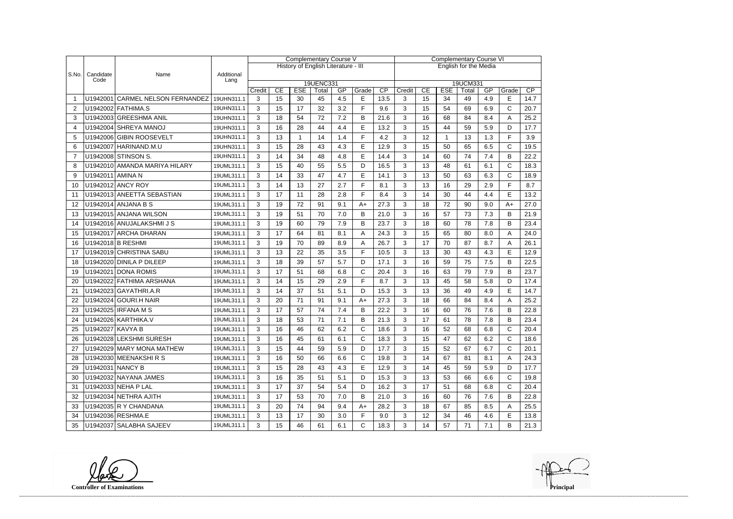| S.No. | Candidate Code | Name | Additional Lang | Complementary Course V | | | | | | | Complementary Course VI | | | | | | |
|---|---|---|---|---|---|---|---|---|---|---|---|---|---|---|---|---|---|
| | | | | History of English Literature - III | | | | | | | English for the Media | | | | | | |
| | | | | 19UENC331 | | | | | | | 19UCM331 | | | | | | |
| | | | | Credit | CE | ESE | Total | GP | Grade | CP | Credit | CE | ESE | Total | GP | Grade | CP |
| 1 | U1942001 | CARMEL NELSON FERNANDEZ | 19UHN311.1 | 3 | 15 | 30 | 45 | 4.5 | E | 13.5 | 3 | 15 | 34 | 49 | 4.9 | E | 14.7 |
| 2 | U1942002 | FATHIMA.S | 19UHN311.1 | 3 | 15 | 17 | 32 | 3.2 | F | 9.6 | 3 | 15 | 54 | 69 | 6.9 | C | 20.7 |
| 3 | U1942003 | GREESHMA ANIL | 19UHN311.1 | 3 | 18 | 54 | 72 | 7.2 | B | 21.6 | 3 | 16 | 68 | 84 | 8.4 | A | 25.2 |
| 4 | U1942004 | SHREYA MANOJ | 19UHN311.1 | 3 | 16 | 28 | 44 | 4.4 | E | 13.2 | 3 | 15 | 44 | 59 | 5.9 | D | 17.7 |
| 5 | U1942006 | GIBIN ROOSEVELT | 19UHN311.1 | 3 | 13 | 1 | 14 | 1.4 | F | 4.2 | 3 | 12 | 1 | 13 | 1.3 | F | 3.9 |
| 6 | U1942007 | HARINAND.M.U | 19UHN311.1 | 3 | 15 | 28 | 43 | 4.3 | E | 12.9 | 3 | 15 | 50 | 65 | 6.5 | C | 19.5 |
| 7 | U1942008 | STINSON S. | 19UHN311.1 | 3 | 14 | 34 | 48 | 4.8 | E | 14.4 | 3 | 14 | 60 | 74 | 7.4 | B | 22.2 |
| 8 | U1942010 | AMANDA MARIYA HILARY | 19UML311.1 | 3 | 15 | 40 | 55 | 5.5 | D | 16.5 | 3 | 13 | 48 | 61 | 6.1 | C | 18.3 |
| 9 | U1942011 | AMINA N | 19UML311.1 | 3 | 14 | 33 | 47 | 4.7 | E | 14.1 | 3 | 13 | 50 | 63 | 6.3 | C | 18.9 |
| 10 | U1942012 | ANCY ROY | 19UML311.1 | 3 | 14 | 13 | 27 | 2.7 | F | 8.1 | 3 | 13 | 16 | 29 | 2.9 | F | 8.7 |
| 11 | U1942013 | ANEETTA SEBASTIAN | 19UML311.1 | 3 | 17 | 11 | 28 | 2.8 | F | 8.4 | 3 | 14 | 30 | 44 | 4.4 | E | 13.2 |
| 12 | U1942014 | ANJANA B S | 19UML311.1 | 3 | 19 | 72 | 91 | 9.1 | A+ | 27.3 | 3 | 18 | 72 | 90 | 9.0 | A+ | 27.0 |
| 13 | U1942015 | ANJANA WILSON | 19UML311.1 | 3 | 19 | 51 | 70 | 7.0 | B | 21.0 | 3 | 16 | 57 | 73 | 7.3 | B | 21.9 |
| 14 | U1942016 | ANUJALAKSHMI J S | 19UML311.1 | 3 | 19 | 60 | 79 | 7.9 | B | 23.7 | 3 | 18 | 60 | 78 | 7.8 | B | 23.4 |
| 15 | U1942017 | ARCHA DHARAN | 19UML311.1 | 3 | 17 | 64 | 81 | 8.1 | A | 24.3 | 3 | 15 | 65 | 80 | 8.0 | A | 24.0 |
| 16 | U1942018 | B RESHMI | 19UML311.1 | 3 | 19 | 70 | 89 | 8.9 | A | 26.7 | 3 | 17 | 70 | 87 | 8.7 | A | 26.1 |
| 17 | U1942019 | CHRISTINA SABU | 19UML311.1 | 3 | 13 | 22 | 35 | 3.5 | F | 10.5 | 3 | 13 | 30 | 43 | 4.3 | E | 12.9 |
| 18 | U1942020 | DINILA P DILEEP | 19UML311.1 | 3 | 18 | 39 | 57 | 5.7 | D | 17.1 | 3 | 16 | 59 | 75 | 7.5 | B | 22.5 |
| 19 | U1942021 | DONA ROMIS | 19UML311.1 | 3 | 17 | 51 | 68 | 6.8 | C | 20.4 | 3 | 16 | 63 | 79 | 7.9 | B | 23.7 |
| 20 | U1942022 | FATHIMA ARSHANA | 19UML311.1 | 3 | 14 | 15 | 29 | 2.9 | F | 8.7 | 3 | 13 | 45 | 58 | 5.8 | D | 17.4 |
| 21 | U1942023 | GAYATHRI.A.R | 19UML311.1 | 3 | 14 | 37 | 51 | 5.1 | D | 15.3 | 3 | 13 | 36 | 49 | 4.9 | E | 14.7 |
| 22 | U1942024 | GOURI.H NAIR | 19UML311.1 | 3 | 20 | 71 | 91 | 9.1 | A+ | 27.3 | 3 | 18 | 66 | 84 | 8.4 | A | 25.2 |
| 23 | U1942025 | IRFANA M S | 19UML311.1 | 3 | 17 | 57 | 74 | 7.4 | B | 22.2 | 3 | 16 | 60 | 76 | 7.6 | B | 22.8 |
| 24 | U1942026 | KARTHIKA.V | 19UML311.1 | 3 | 18 | 53 | 71 | 7.1 | B | 21.3 | 3 | 17 | 61 | 78 | 7.8 | B | 23.4 |
| 25 | U1942027 | KAVYA B | 19UML311.1 | 3 | 16 | 46 | 62 | 6.2 | C | 18.6 | 3 | 16 | 52 | 68 | 6.8 | C | 20.4 |
| 26 | U1942028 | LEKSHMI SURESH | 19UML311.1 | 3 | 16 | 45 | 61 | 6.1 | C | 18.3 | 3 | 15 | 47 | 62 | 6.2 | C | 18.6 |
| 27 | U1942029 | MARY MONA MATHEW | 19UML311.1 | 3 | 15 | 44 | 59 | 5.9 | D | 17.7 | 3 | 15 | 52 | 67 | 6.7 | C | 20.1 |
| 28 | U1942030 | MEENAKSHI R S | 19UML311.1 | 3 | 16 | 50 | 66 | 6.6 | C | 19.8 | 3 | 14 | 67 | 81 | 8.1 | A | 24.3 |
| 29 | U1942031 | NANCY B | 19UML311.1 | 3 | 15 | 28 | 43 | 4.3 | E | 12.9 | 3 | 14 | 45 | 59 | 5.9 | D | 17.7 |
| 30 | U1942032 | NAYANA JAMES | 19UML311.1 | 3 | 16 | 35 | 51 | 5.1 | D | 15.3 | 3 | 13 | 53 | 66 | 6.6 | C | 19.8 |
| 31 | U1942033 | NEHA P LAL | 19UML311.1 | 3 | 17 | 37 | 54 | 5.4 | D | 16.2 | 3 | 17 | 51 | 68 | 6.8 | C | 20.4 |
| 32 | U1942034 | NETHRA AJITH | 19UML311.1 | 3 | 17 | 53 | 70 | 7.0 | B | 21.0 | 3 | 16 | 60 | 76 | 7.6 | B | 22.8 |
| 33 | U1942035 | R Y CHANDANA | 19UML311.1 | 3 | 20 | 74 | 94 | 9.4 | A+ | 28.2 | 3 | 18 | 67 | 85 | 8.5 | A | 25.5 |
| 34 | U1942036 | RESHMA.E | 19UML311.1 | 3 | 13 | 17 | 30 | 3.0 | F | 9.0 | 3 | 12 | 34 | 46 | 4.6 | E | 13.8 |
| 35 | U1942037 | SALABHA SAJEEV | 19UML311.1 | 3 | 15 | 46 | 61 | 6.1 | C | 18.3 | 3 | 14 | 57 | 71 | 7.1 | B | 21.3 |

**Controller of Examinations**

**Principal**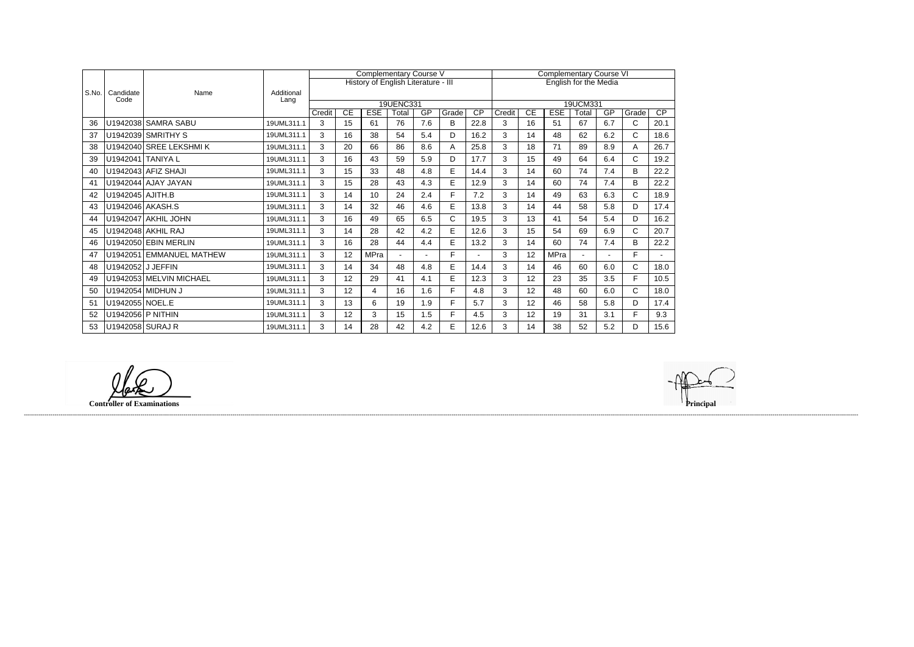| S.No. | Candidate Code | Name | Additional Lang | Complementary Course V | | | | | | | Complementary Course VI | | | | | | |
|---|---|---|---|---|---|---|---|---|---|---|---|---|---|---|---|---|---|
| | | | | History of English Literature - III | | | | | | | English for the Media | | | | | | |
| | | | | 19UENC331 | | | | | | | 19UCM331 | | | | | | |
| | | | | Credit | CE | ESE | Total | GP | Grade | CP | Credit | CE | ESE | Total | GP | Grade | CP |
| 36 | U1942038 | SAMRA SABU | 19UML311.1 | 3 | 15 | 61 | 76 | 7.6 | B | 22.8 | 3 | 16 | 51 | 67 | 6.7 | C | 20.1 |
| 37 | U1942039 | SMRITHY S | 19UML311.1 | 3 | 16 | 38 | 54 | 5.4 | D | 16.2 | 3 | 14 | 48 | 62 | 6.2 | C | 18.6 |
| 38 | U1942040 | SREE LEKSHMI K | 19UML311.1 | 3 | 20 | 66 | 86 | 8.6 | A | 25.8 | 3 | 18 | 71 | 89 | 8.9 | A | 26.7 |
| 39 | U1942041 | TANIYA L | 19UML311.1 | 3 | 16 | 43 | 59 | 5.9 | D | 17.7 | 3 | 15 | 49 | 64 | 6.4 | C | 19.2 |
| 40 | U1942043 | AFIZ SHAJI | 19UML311.1 | 3 | 15 | 33 | 48 | 4.8 | E | 14.4 | 3 | 14 | 60 | 74 | 7.4 | B | 22.2 |
| 41 | U1942044 | AJAY JAYAN | 19UML311.1 | 3 | 15 | 28 | 43 | 4.3 | E | 12.9 | 3 | 14 | 60 | 74 | 7.4 | B | 22.2 |
| 42 | U1942045 | AJITH.B | 19UML311.1 | 3 | 14 | 10 | 24 | 2.4 | F | 7.2 | 3 | 14 | 49 | 63 | 6.3 | C | 18.9 |
| 43 | U1942046 | AKASH.S | 19UML311.1 | 3 | 14 | 32 | 46 | 4.6 | E | 13.8 | 3 | 14 | 44 | 58 | 5.8 | D | 17.4 |
| 44 | U1942047 | AKHIL JOHN | 19UML311.1 | 3 | 16 | 49 | 65 | 6.5 | C | 19.5 | 3 | 13 | 41 | 54 | 5.4 | D | 16.2 |
| 45 | U1942048 | AKHIL RAJ | 19UML311.1 | 3 | 14 | 28 | 42 | 4.2 | E | 12.6 | 3 | 15 | 54 | 69 | 6.9 | C | 20.7 |
| 46 | U1942050 | EBIN MERLIN | 19UML311.1 | 3 | 16 | 28 | 44 | 4.4 | E | 13.2 | 3 | 14 | 60 | 74 | 7.4 | B | 22.2 |
| 47 | U1942051 | EMMANUEL MATHEW | 19UML311.1 | 3 | 12 | MPra | - | - | F | - | 3 | 12 | MPra | - | - | F | - |
| 48 | U1942052 | J JEFFIN | 19UML311.1 | 3 | 14 | 34 | 48 | 4.8 | E | 14.4 | 3 | 14 | 46 | 60 | 6.0 | C | 18.0 |
| 49 | U1942053 | MELVIN MICHAEL | 19UML311.1 | 3 | 12 | 29 | 41 | 4.1 | E | 12.3 | 3 | 12 | 23 | 35 | 3.5 | F | 10.5 |
| 50 | U1942054 | MIDHUN J | 19UML311.1 | 3 | 12 | 4 | 16 | 1.6 | F | 4.8 | 3 | 12 | 48 | 60 | 6.0 | C | 18.0 |
| 51 | U1942055 | NOEL.E | 19UML311.1 | 3 | 13 | 6 | 19 | 1.9 | F | 5.7 | 3 | 12 | 46 | 58 | 5.8 | D | 17.4 |
| 52 | U1942056 | P NITHIN | 19UML311.1 | 3 | 12 | 3 | 15 | 1.5 | F | 4.5 | 3 | 12 | 19 | 31 | 3.1 | F | 9.3 |
| 53 | U1942058 | SURAJ R | 19UML311.1 | 3 | 14 | 28 | 42 | 4.2 | E | 12.6 | 3 | 14 | 38 | 52 | 5.2 | D | 15.6 |

**Controller of Examinations**

**Principal**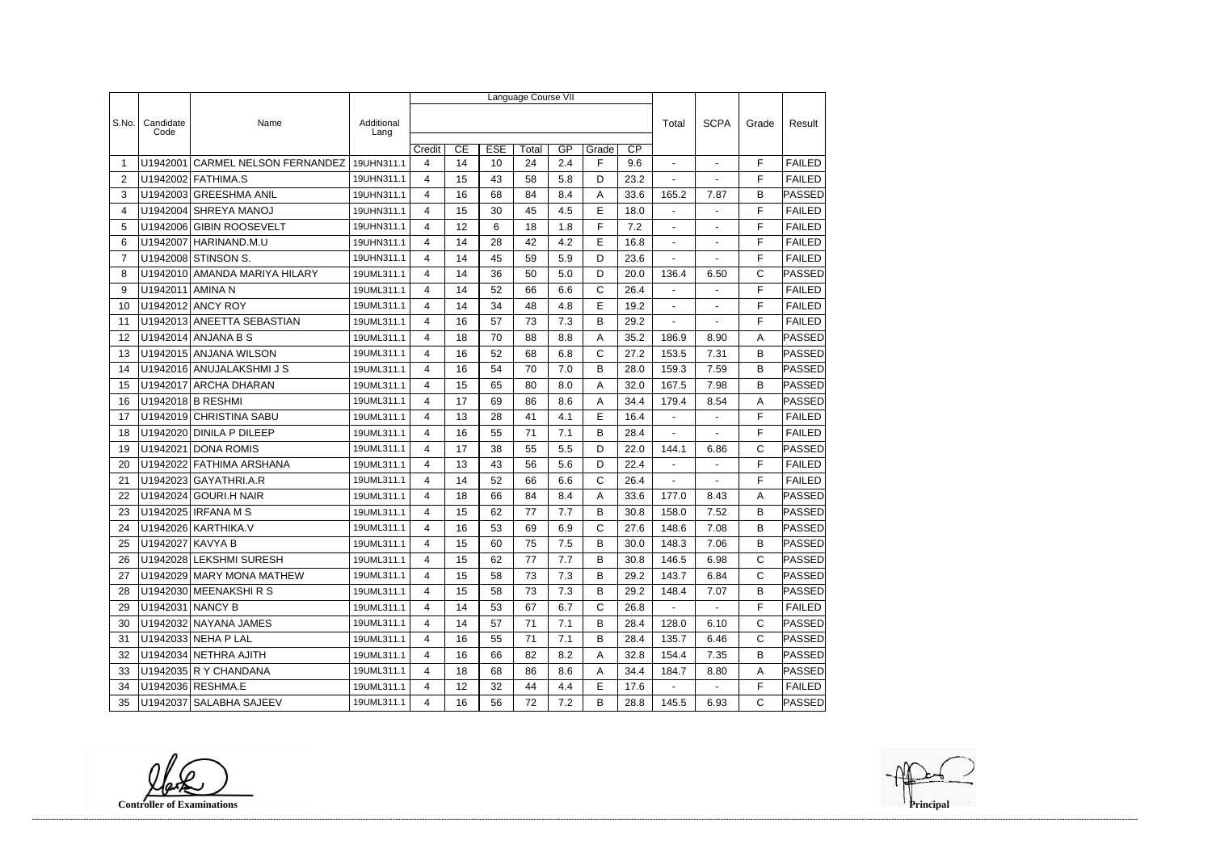| S.No. | Candidate Code | Name | Additional Lang | Language Course VII | | | | | | | Total | SCPA | Grade | Result |
|---|---|---|---|---|---|---|---|---|---|---|---|---|---|---|
| | | | | Credit | CE | ESE | Total | GP | Grade | CP | | | | |
| 1 | U1942001 | CARMEL NELSON FERNANDEZ | 19UHN311.1 | 4 | 14 | 10 | 24 | 2.4 | F | 9.6 | - | - | F | FAILED |
| 2 | U1942002 | FATHIMA.S | 19UHN311.1 | 4 | 15 | 43 | 58 | 5.8 | D | 23.2 | - | - | F | FAILED |
| 3 | U1942003 | GREESHMA ANIL | 19UHN311.1 | 4 | 16 | 68 | 84 | 8.4 | A | 33.6 | 165.2 | 7.87 | B | PASSED |
| 4 | U1942004 | SHREYA MANOJ | 19UHN311.1 | 4 | 15 | 30 | 45 | 4.5 | E | 18.0 | - | - | F | FAILED |
| 5 | U1942006 | GIBIN ROOSEVELT | 19UHN311.1 | 4 | 12 | 6 | 18 | 1.8 | F | 7.2 | - | - | F | FAILED |
| 6 | U1942007 | HARINAND.M.U | 19UHN311.1 | 4 | 14 | 28 | 42 | 4.2 | E | 16.8 | - | - | F | FAILED |
| 7 | U1942008 | STINSON S. | 19UHN311.1 | 4 | 14 | 45 | 59 | 5.9 | D | 23.6 | - | - | F | FAILED |
| 8 | U1942010 | AMANDA MARIYA HILARY | 19UML311.1 | 4 | 14 | 36 | 50 | 5.0 | D | 20.0 | 136.4 | 6.50 | C | PASSED |
| 9 | U1942011 | AMINA N | 19UML311.1 | 4 | 14 | 52 | 66 | 6.6 | C | 26.4 | - | - | F | FAILED |
| 10 | U1942012 | ANCY ROY | 19UML311.1 | 4 | 14 | 34 | 48 | 4.8 | E | 19.2 | - | - | F | FAILED |
| 11 | U1942013 | ANEETTA SEBASTIAN | 19UML311.1 | 4 | 16 | 57 | 73 | 7.3 | B | 29.2 | - | - | F | FAILED |
| 12 | U1942014 | ANJANA B S | 19UML311.1 | 4 | 18 | 70 | 88 | 8.8 | A | 35.2 | 186.9 | 8.90 | A | PASSED |
| 13 | U1942015 | ANJANA WILSON | 19UML311.1 | 4 | 16 | 52 | 68 | 6.8 | C | 27.2 | 153.5 | 7.31 | B | PASSED |
| 14 | U1942016 | ANUJALAKSHMI J S | 19UML311.1 | 4 | 16 | 54 | 70 | 7.0 | B | 28.0 | 159.3 | 7.59 | B | PASSED |
| 15 | U1942017 | ARCHA DHARAN | 19UML311.1 | 4 | 15 | 65 | 80 | 8.0 | A | 32.0 | 167.5 | 7.98 | B | PASSED |
| 16 | U1942018 | B RESHMI | 19UML311.1 | 4 | 17 | 69 | 86 | 8.6 | A | 34.4 | 179.4 | 8.54 | A | PASSED |
| 17 | U1942019 | CHRISTINA SABU | 19UML311.1 | 4 | 13 | 28 | 41 | 4.1 | E | 16.4 | - | - | F | FAILED |
| 18 | U1942020 | DINILA P DILEEP | 19UML311.1 | 4 | 16 | 55 | 71 | 7.1 | B | 28.4 | - | - | F | FAILED |
| 19 | U1942021 | DONA ROMIS | 19UML311.1 | 4 | 17 | 38 | 55 | 5.5 | D | 22.0 | 144.1 | 6.86 | C | PASSED |
| 20 | U1942022 | FATHIMA ARSHANA | 19UML311.1 | 4 | 13 | 43 | 56 | 5.6 | D | 22.4 | - | - | F | FAILED |
| 21 | U1942023 | GAYATHRI.A.R | 19UML311.1 | 4 | 14 | 52 | 66 | 6.6 | C | 26.4 | - | - | F | FAILED |
| 22 | U1942024 | GOURI.H NAIR | 19UML311.1 | 4 | 18 | 66 | 84 | 8.4 | A | 33.6 | 177.0 | 8.43 | A | PASSED |
| 23 | U1942025 | IRFANA M S | 19UML311.1 | 4 | 15 | 62 | 77 | 7.7 | B | 30.8 | 158.0 | 7.52 | B | PASSED |
| 24 | U1942026 | KARTHIKA.V | 19UML311.1 | 4 | 16 | 53 | 69 | 6.9 | C | 27.6 | 148.6 | 7.08 | B | PASSED |
| 25 | U1942027 | KAVYA B | 19UML311.1 | 4 | 15 | 60 | 75 | 7.5 | B | 30.0 | 148.3 | 7.06 | B | PASSED |
| 26 | U1942028 | LEKSHMI SURESH | 19UML311.1 | 4 | 15 | 62 | 77 | 7.7 | B | 30.8 | 146.5 | 6.98 | C | PASSED |
| 27 | U1942029 | MARY MONA MATHEW | 19UML311.1 | 4 | 15 | 58 | 73 | 7.3 | B | 29.2 | 143.7 | 6.84 | C | PASSED |
| 28 | U1942030 | MEENAKSHI R S | 19UML311.1 | 4 | 15 | 58 | 73 | 7.3 | B | 29.2 | 148.4 | 7.07 | B | PASSED |
| 29 | U1942031 | NANCY B | 19UML311.1 | 4 | 14 | 53 | 67 | 6.7 | C | 26.8 | - | - | F | FAILED |
| 30 | U1942032 | NAYANA JAMES | 19UML311.1 | 4 | 14 | 57 | 71 | 7.1 | B | 28.4 | 128.0 | 6.10 | C | PASSED |
| 31 | U1942033 | NEHA P LAL | 19UML311.1 | 4 | 16 | 55 | 71 | 7.1 | B | 28.4 | 135.7 | 6.46 | C | PASSED |
| 32 | U1942034 | NETHRA AJITH | 19UML311.1 | 4 | 16 | 66 | 82 | 8.2 | A | 32.8 | 154.4 | 7.35 | B | PASSED |
| 33 | U1942035 | R Y CHANDANA | 19UML311.1 | 4 | 18 | 68 | 86 | 8.6 | A | 34.4 | 184.7 | 8.80 | A | PASSED |
| 34 | U1942036 | RESHMA.E | 19UML311.1 | 4 | 12 | 32 | 44 | 4.4 | E | 17.6 | - | - | F | FAILED |
| 35 | U1942037 | SALABHA SAJEEV | 19UML311.1 | 4 | 16 | 56 | 72 | 7.2 | B | 28.8 | 145.5 | 6.93 | C | PASSED |

**Controller of Examinations** **Principal**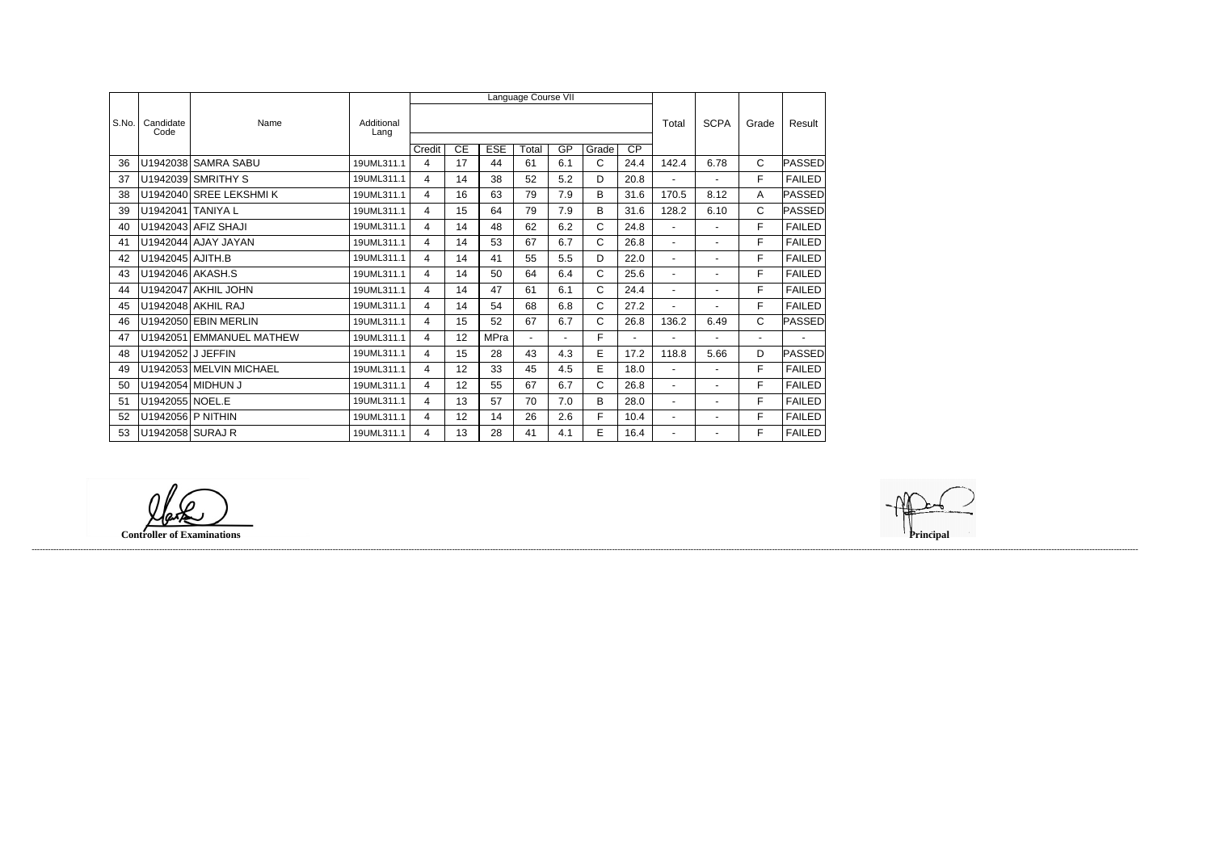| S.No. | Candidate Code | Name | Additional Lang | Language Course VII | | | | | | | Total | SCPA | Grade | Result |
|---|---|---|---|---|---|---|---|---|---|---|---|---|---|---|
| | | | | Credit | CE | ESE | Total | GP | Grade | CP | | | | |
| 36 | U1942038 | SAMRA SABU | 19UML311.1 | 4 | 17 | 44 | 61 | 6.1 | C | 24.4 | 142.4 | 6.78 | C | PASSED |
| 37 | U1942039 | SMRITHY S | 19UML311.1 | 4 | 14 | 38 | 52 | 5.2 | D | 20.8 | - | - | F | FAILED |
| 38 | U1942040 | SREE LEKSHMI K | 19UML311.1 | 4 | 16 | 63 | 79 | 7.9 | B | 31.6 | 170.5 | 8.12 | A | PASSED |
| 39 | U1942041 | TANIYA L | 19UML311.1 | 4 | 15 | 64 | 79 | 7.9 | B | 31.6 | 128.2 | 6.10 | C | PASSED |
| 40 | U1942043 | AFIZ SHAJI | 19UML311.1 | 4 | 14 | 48 | 62 | 6.2 | C | 24.8 | - | - | F | FAILED |
| 41 | U1942044 | AJAY JAYAN | 19UML311.1 | 4 | 14 | 53 | 67 | 6.7 | C | 26.8 | - | - | F | FAILED |
| 42 | U1942045 | AJITH.B | 19UML311.1 | 4 | 14 | 41 | 55 | 5.5 | D | 22.0 | - | - | F | FAILED |
| 43 | U1942046 | AKASH.S | 19UML311.1 | 4 | 14 | 50 | 64 | 6.4 | C | 25.6 | - | - | F | FAILED |
| 44 | U1942047 | AKHIL JOHN | 19UML311.1 | 4 | 14 | 47 | 61 | 6.1 | C | 24.4 | - | - | F | FAILED |
| 45 | U1942048 | AKHIL RAJ | 19UML311.1 | 4 | 14 | 54 | 68 | 6.8 | C | 27.2 | - | - | F | FAILED |
| 46 | U1942050 | EBIN MERLIN | 19UML311.1 | 4 | 15 | 52 | 67 | 6.7 | C | 26.8 | 136.2 | 6.49 | C | PASSED |
| 47 | U1942051 | EMMANUEL MATHEW | 19UML311.1 | 4 | 12 | MPra | - | - | F | - | - | - | - | - |
| 48 | U1942052 | J JEFFIN | 19UML311.1 | 4 | 15 | 28 | 43 | 4.3 | E | 17.2 | 118.8 | 5.66 | D | PASSED |
| 49 | U1942053 | MELVIN MICHAEL | 19UML311.1 | 4 | 12 | 33 | 45 | 4.5 | E | 18.0 | - | - | F | FAILED |
| 50 | U1942054 | MIDHUN J | 19UML311.1 | 4 | 12 | 55 | 67 | 6.7 | C | 26.8 | - | - | F | FAILED |
| 51 | U1942055 | NOEL.E | 19UML311.1 | 4 | 13 | 57 | 70 | 7.0 | B | 28.0 | - | - | F | FAILED |
| 52 | U1942056 | P NITHIN | 19UML311.1 | 4 | 12 | 14 | 26 | 2.6 | F | 10.4 | - | - | F | FAILED |
| 53 | U1942058 | SURAJ R | 19UML311.1 | 4 | 13 | 28 | 41 | 4.1 | E | 16.4 | - | - | F | FAILED |

**Controller of Examinations**

**Principal**